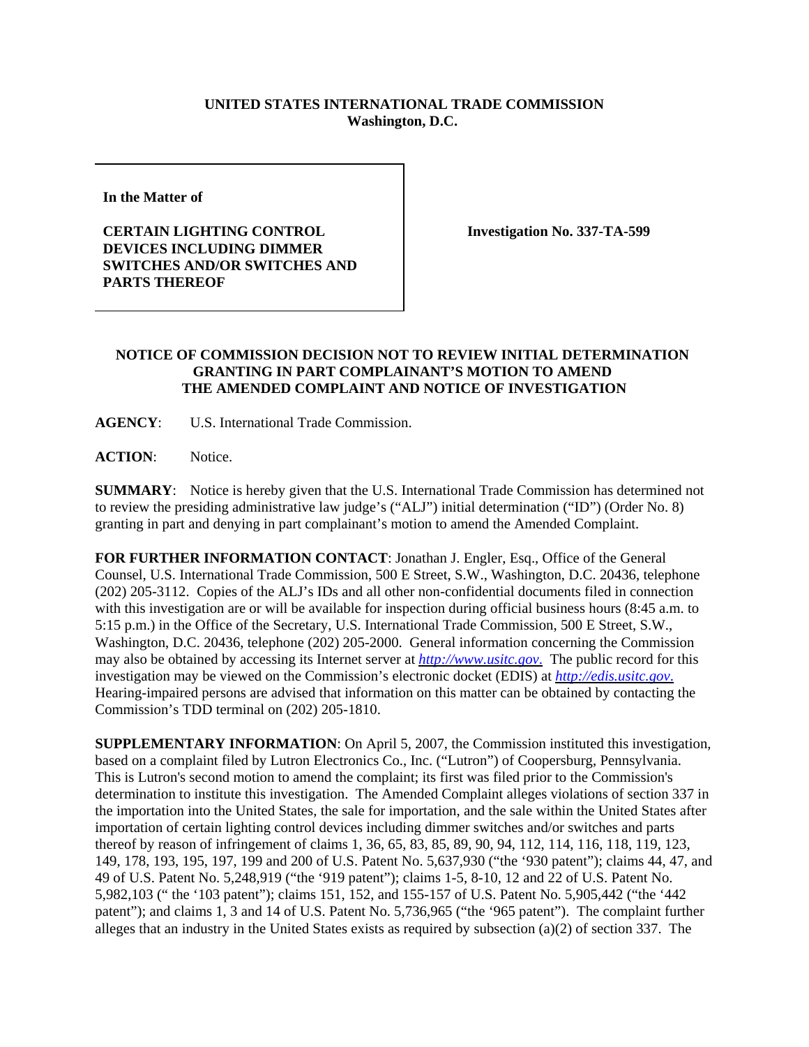**UNITED STATES INTERNATIONAL TRADE COMMISSION**
**Washington, D.C.**

| In the Matter of<br><br>**CERTAIN LIGHTING CONTROL DEVICES INCLUDING DIMMER SWITCHES AND/OR SWITCHES AND PARTS THEREOF** | **Investigation No. 337-TA-599** |
|---|---|

**NOTICE OF COMMISSION DECISION NOT TO REVIEW INITIAL DETERMINATION GRANTING IN PART COMPLAINANT'S MOTION TO AMEND THE AMENDED COMPLAINT AND NOTICE OF INVESTIGATION**

**AGENCY**: U.S. International Trade Commission.

**ACTION**: Notice.

**SUMMARY**: Notice is hereby given that the U.S. International Trade Commission has determined not to review the presiding administrative law judge's ("ALJ") initial determination ("ID") (Order No. 8) granting in part and denying in part complainant's motion to amend the Amended Complaint.

**FOR FURTHER INFORMATION CONTACT**: Jonathan J. Engler, Esq., Office of the General Counsel, U.S. International Trade Commission, 500 E Street, S.W., Washington, D.C. 20436, telephone (202) 205-3112. Copies of the ALJ's IDs and all other non-confidential documents filed in connection with this investigation are or will be available for inspection during official business hours (8:45 a.m. to 5:15 p.m.) in the Office of the Secretary, U.S. International Trade Commission, 500 E Street, S.W., Washington, D.C. 20436, telephone (202) 205-2000. General information concerning the Commission may also be obtained by accessing its Internet server at *http://www.usitc.gov*. The public record for this investigation may be viewed on the Commission's electronic docket (EDIS) at *http://edis.usitc.gov*. Hearing-impaired persons are advised that information on this matter can be obtained by contacting the Commission's TDD terminal on (202) 205-1810.

**SUPPLEMENTARY INFORMATION**: On April 5, 2007, the Commission instituted this investigation, based on a complaint filed by Lutron Electronics Co., Inc. ("Lutron") of Coopersburg, Pennsylvania. This is Lutron's second motion to amend the complaint; its first was filed prior to the Commission's determination to institute this investigation. The Amended Complaint alleges violations of section 337 in the importation into the United States, the sale for importation, and the sale within the United States after importation of certain lighting control devices including dimmer switches and/or switches and parts thereof by reason of infringement of claims 1, 36, 65, 83, 85, 89, 90, 94, 112, 114, 116, 118, 119, 123, 149, 178, 193, 195, 197, 199 and 200 of U.S. Patent No. 5,637,930 ("the '930 patent"); claims 44, 47, and 49 of U.S. Patent No. 5,248,919 ("the '919 patent"); claims 1-5, 8-10, 12 and 22 of U.S. Patent No. 5,982,103 (" the '103 patent"); claims 151, 152, and 155-157 of U.S. Patent No. 5,905,442 ("the '442 patent"); and claims 1, 3 and 14 of U.S. Patent No. 5,736,965 ("the '965 patent"). The complaint further alleges that an industry in the United States exists as required by subsection (a)(2) of section 337. The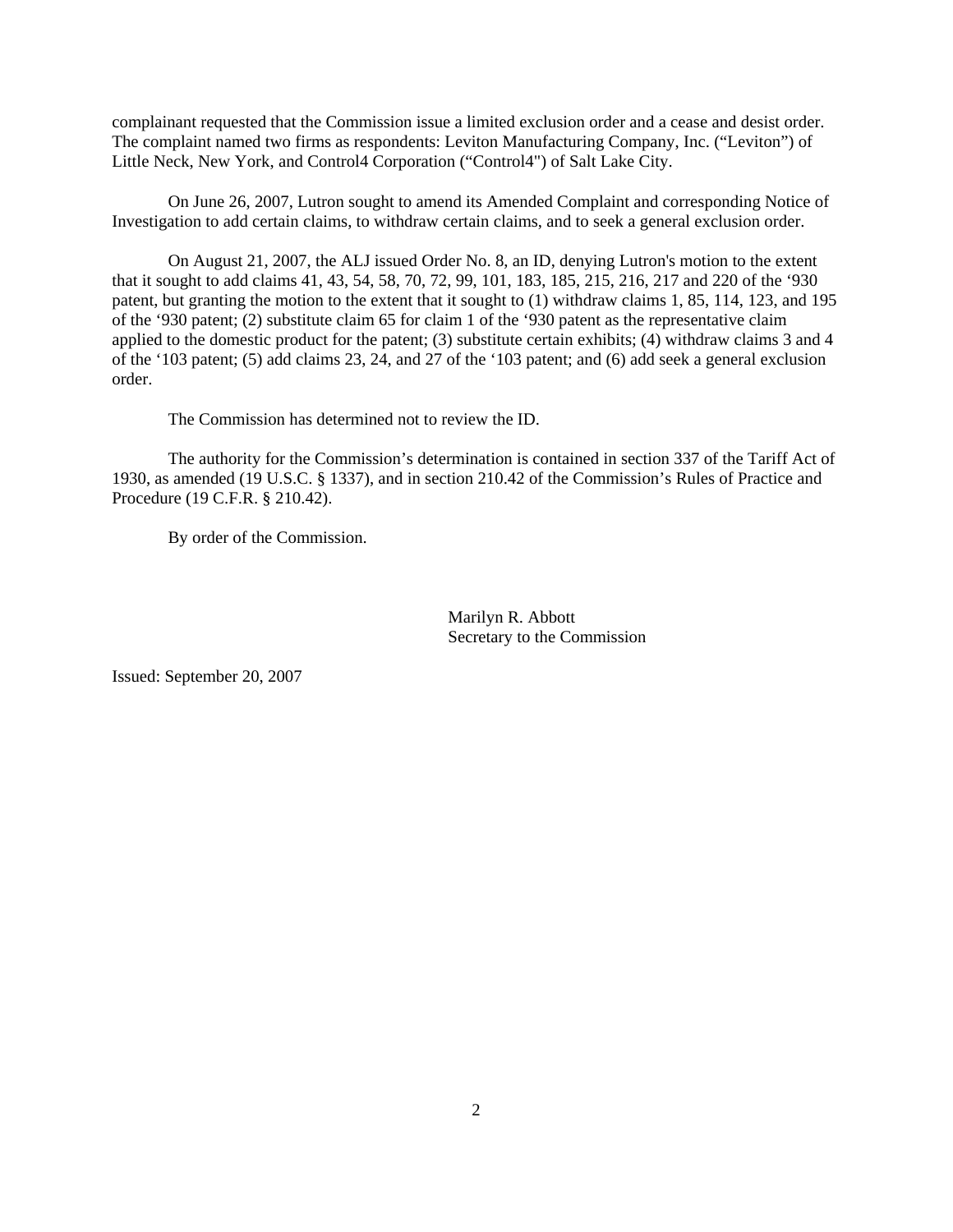complainant requested that the Commission issue a limited exclusion order and a cease and desist order. The complaint named two firms as respondents: Leviton Manufacturing Company, Inc. ("Leviton") of Little Neck, New York, and Control4 Corporation ("Control4") of Salt Lake City.

On June 26, 2007, Lutron sought to amend its Amended Complaint and corresponding Notice of Investigation to add certain claims, to withdraw certain claims, and to seek a general exclusion order.

On August 21, 2007, the ALJ issued Order No. 8, an ID, denying Lutron's motion to the extent that it sought to add claims 41, 43, 54, 58, 70, 72, 99, 101, 183, 185, 215, 216, 217 and 220 of the '930 patent, but granting the motion to the extent that it sought to (1) withdraw claims 1, 85, 114, 123, and 195 of the '930 patent; (2) substitute claim 65 for claim 1 of the '930 patent as the representative claim applied to the domestic product for the patent; (3) substitute certain exhibits; (4) withdraw claims 3 and 4 of the '103 patent; (5) add claims 23, 24, and 27 of the '103 patent; and (6) add seek a general exclusion order.

The Commission has determined not to review the ID.

The authority for the Commission's determination is contained in section 337 of the Tariff Act of 1930, as amended (19 U.S.C. § 1337), and in section 210.42 of the Commission's Rules of Practice and Procedure (19 C.F.R. § 210.42).

By order of the Commission.

Marilyn R. Abbott
Secretary to the Commission

Issued: September 20, 2007